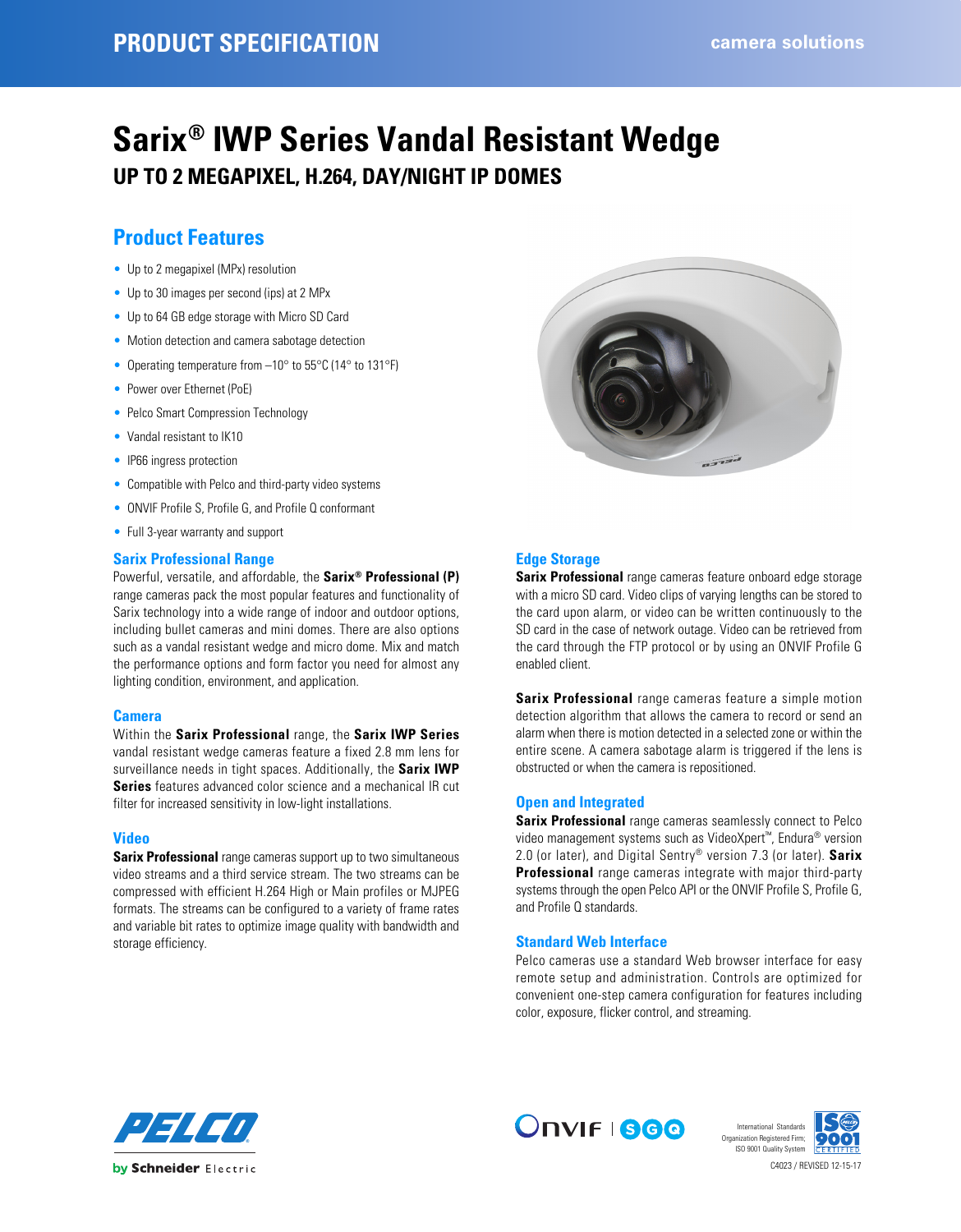PRODUCT SPECIFICATION

camera solutions

# Sarix® IWP Series Vandal Resistant Wedge

## UP TO 2 MEGAPIXEL, H.264, DAY/NIGHT IP DOMES

## Product Features

- Up to 2 megapixel (MPx) resolution
- Up to 30 images per second (ips) at 2 MPx
- Up to 64 GB edge storage with Micro SD Card
- Motion detection and camera sabotage detection
- Operating temperature from –10° to 55°C (14° to 131°F)
- Power over Ethernet (PoE)
- Pelco Smart Compression Technology
- Vandal resistant to IK10
- IP66 ingress protection
- Compatible with Pelco and third-party video systems
- ONVIF Profile S, Profile G, and Profile Q conformant
- Full 3-year warranty and support

### Sarix Professional Range

Powerful, versatile, and affordable, the **Sarix® Professional (P)** range cameras pack the most popular features and functionality of Sarix technology into a wide range of indoor and outdoor options, including bullet cameras and mini domes. There are also options such as a vandal resistant wedge and micro dome. Mix and match the performance options and form factor you need for almost any lighting condition, environment, and application.

### Camera

Within the **Sarix Professional** range, the **Sarix IWP Series** vandal resistant wedge cameras feature a fixed 2.8 mm lens for surveillance needs in tight spaces. Additionally, the **Sarix IWP Series** features advanced color science and a mechanical IR cut filter for increased sensitivity in low-light installations.

### Video

**Sarix Professional** range cameras support up to two simultaneous video streams and a third service stream. The two streams can be compressed with efficient H.264 High or Main profiles or MJPEG formats. The streams can be configured to a variety of frame rates and variable bit rates to optimize image quality with bandwidth and storage efficiency.

### Edge Storage

**Sarix Professional** range cameras feature onboard edge storage with a micro SD card. Video clips of varying lengths can be stored to the card upon alarm, or video can be written continuously to the SD card in the case of network outage. Video can be retrieved from the card through the FTP protocol or by using an ONVIF Profile G enabled client.

**Sarix Professional** range cameras feature a simple motion detection algorithm that allows the camera to record or send an alarm when there is motion detected in a selected zone or within the entire scene. A camera sabotage alarm is triggered if the lens is obstructed or when the camera is repositioned.

### Open and Integrated

**Sarix Professional** range cameras seamlessly connect to Pelco video management systems such as VideoXpert™, Endura® version 2.0 (or later), and Digital Sentry® version 7.3 (or later). **Sarix Professional** range cameras integrate with major third-party systems through the open Pelco API or the ONVIF Profile S, Profile G, and Profile Q standards.

### Standard Web Interface

Pelco cameras use a standard Web browser interface for easy remote setup and administration. Controls are optimized for convenient one-step camera configuration for features including color, exposure, flicker control, and streaming.

PELCO by Schneider Electric

International Standards Organization Registered Firm; ISO 9001 Quality System

C4023 / REVISED 12-15-17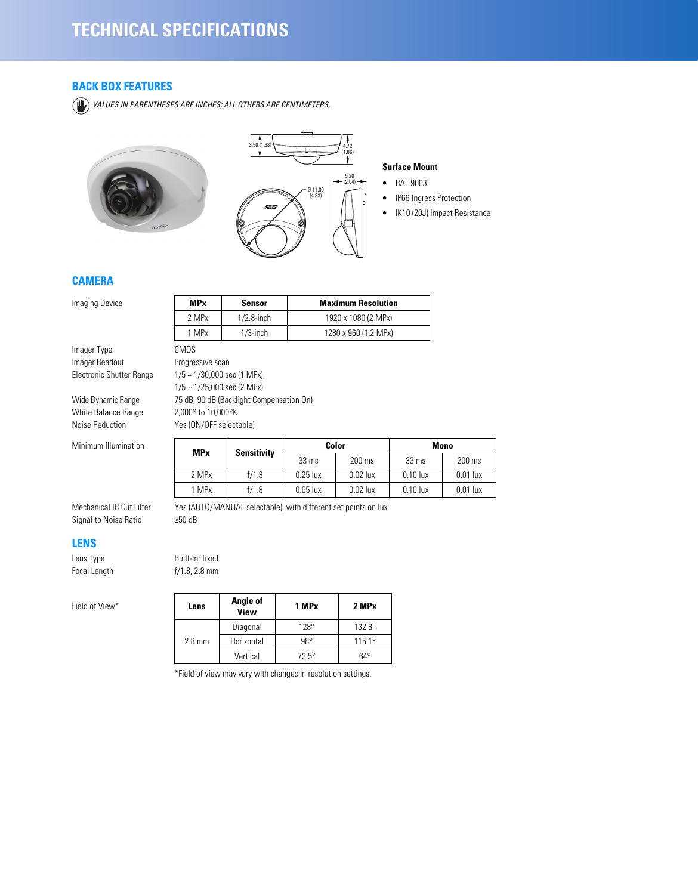# TECHNICAL SPECIFICATIONS

## BACK BOX FEATURES

*VALUES IN PARENTHESES ARE INCHES; ALL OTHERS ARE CENTIMETERS.*

3.50 (1.38)
4.72 (1.86)
5.20 (2.04)
Ø 11.00 (4.33)

**Surface Mount**

- RAL 9003
- IP66 Ingress Protection
- IK10 (20J) Impact Resistance

## CAMERA

Imaging Device

| MPx | Sensor | Maximum Resolution |
|---|---|---|
| 2 MPx | 1/2.8-inch | 1920 x 1080 (2 MPx) |
| 1 MPx | 1/3-inch | 1280 x 960 (1.2 MPx) |

Imager Type: CMOS
Imager Readout: Progressive scan
Electronic Shutter Range: 1/5 ~ 1/30,000 sec (1 MPx), 1/5 ~ 1/25,000 sec (2 MPx)
Wide Dynamic Range: 75 dB, 90 dB (Backlight Compensation On)
White Balance Range: 2,000° to 10,000°K
Noise Reduction: Yes (ON/OFF selectable)

Minimum Illumination

| MPx | Sensitivity | Color | | Mono | |
|---|---|---|---|---|---|
| | | 33 ms | 200 ms | 33 ms | 200 ms |
| 2 MPx | f/1.8 | 0.25 lux | 0.02 lux | 0.10 lux | 0.01 lux |
| 1 MPx | f/1.8 | 0.05 lux | 0.02 lux | 0.10 lux | 0.01 lux |

Mechanical IR Cut Filter: Yes (AUTO/MANUAL selectable), with different set points on lux
Signal to Noise Ratio: ≥50 dB

## LENS

Lens Type: Built-in; fixed
Focal Length: f/1.8, 2.8 mm

Field of View*

| Lens | Angle of View | 1 MPx | 2 MPx |
|---|---|---|---|
| 2.8 mm | Diagonal | 128° | 132.8° |
| | Horizontal | 98° | 115.1° |
| | Vertical | 73.5° | 64° |

*Field of view may vary with changes in resolution settings.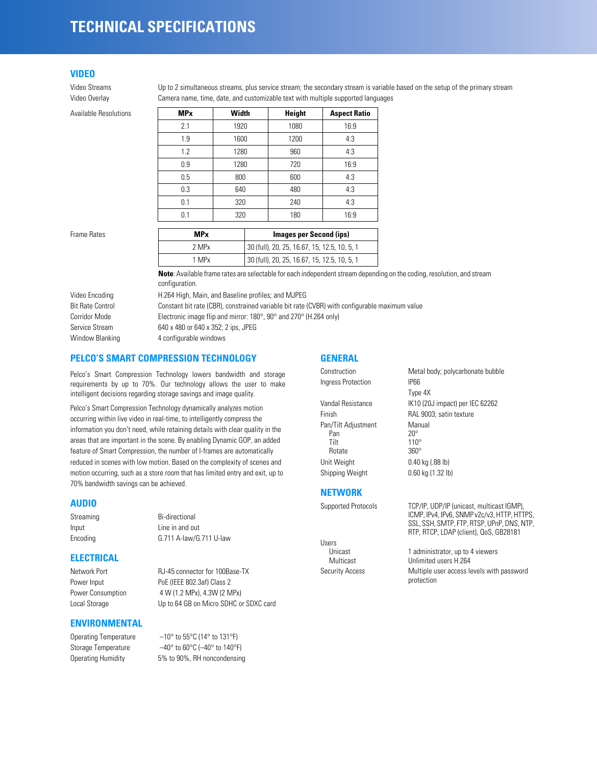# TECHNICAL SPECIFICATIONS

## VIDEO

Video Streams: Up to 2 simultaneous streams, plus service stream; the secondary stream is variable based on the setup of the primary stream

Video Overlay: Camera name, time, date, and customizable text with multiple supported languages

Available Resolutions:

| MPx | Width | Height | Aspect Ratio |
|---|---|---|---|
| 2.1 | 1920 | 1080 | 16:9 |
| 1.9 | 1600 | 1200 | 4:3 |
| 1.2 | 1280 | 960 | 4:3 |
| 0.9 | 1280 | 720 | 16:9 |
| 0.5 | 800 | 600 | 4:3 |
| 0.3 | 640 | 480 | 4:3 |
| 0.1 | 320 | 240 | 4:3 |
| 0.1 | 320 | 180 | 16:9 |

Frame Rates:

| MPx | Images per Second (ips) |
|---|---|
| 2 MPx | 30 (full), 20, 25, 16.67, 15, 12.5, 10, 5, 1 |
| 1 MPx | 30 (full), 20, 25, 16.67, 15, 12.5, 10, 5, 1 |

**Note**: Available frame rates are selectable for each independent stream depending on the coding, resolution, and stream configuration.

Video Encoding: H.264 High, Main, and Baseline profiles; and MJPEG

Bit Rate Control: Constant bit rate (CBR), constrained variable bit rate (CVBR) with configurable maximum value

Corridor Mode: Electronic image flip and mirror: 180°, 90° and 270° (H.264 only)

Service Stream: 640 x 480 or 640 x 352; 2 ips, JPEG

Window Blanking: 4 configurable windows

## PELCO'S SMART COMPRESSION TECHNOLOGY

Pelco's Smart Compression Technology lowers bandwidth and storage requirements by up to 70%. Our technology allows the user to make intelligent decisions regarding storage savings and image quality.

Pelco's Smart Compression Technology dynamically analyzes motion occurring within live video in real-time, to intelligently compress the information you don't need, while retaining details with clear quality in the areas that are important in the scene. By enabling Dynamic GOP, an added feature of Smart Compression, the number of I-frames are automatically reduced in scenes with low motion. Based on the complexity of scenes and motion occurring, such as a store room that has limited entry and exit, up to 70% bandwidth savings can be achieved.

## AUDIO

Streaming: Bi-directional

Input: Line in and out

Encoding: G.711 A-law/G.711 U-law

## ELECTRICAL

Network Port: RJ-45 connector for 100Base-TX

Power Input: PoE (IEEE 802.3af) Class 2

Power Consumption: 4 W (1.2 MPx), 4.3W (2 MPx)

Local Storage: Up to 64 GB on Micro SDHC or SDXC card

## ENVIRONMENTAL

Operating Temperature: –10° to 55°C (14° to 131°F)

Storage Temperature: –40° to 60°C (–40° to 140°F)

Operating Humidity: 5% to 90%, RH noncondensing

## GENERAL

Construction: Metal body; polycarbonate bubble

Ingress Protection: IP66; Type 4X

Vandal Resistance: IK10 (20J impact) per IEC 62262

Finish: RAL 9003; satin texture

Pan/Tilt Adjustment: Manual
- Pan: 20°
- Tilt: 110°
- Rotate: 360°

Unit Weight: 0.40 kg (.88 lb)

Shipping Weight: 0.60 kg (1.32 lb)

## NETWORK

Supported Protocols: TCP/IP, UDP/IP (unicast, multicast IGMP), ICMP, IPv4, IPv6, SNMP v2c/v3, HTTP, HTTPS, SSL, SSH, SMTP, FTP, RTSP, UPnP, DNS, NTP, RTP, RTCP, LDAP (client), QoS, GB28181

Users
- Unicast: 1 administrator, up to 4 viewers
- Multicast: Unlimited users H.264

Security Access: Multiple user access levels with password protection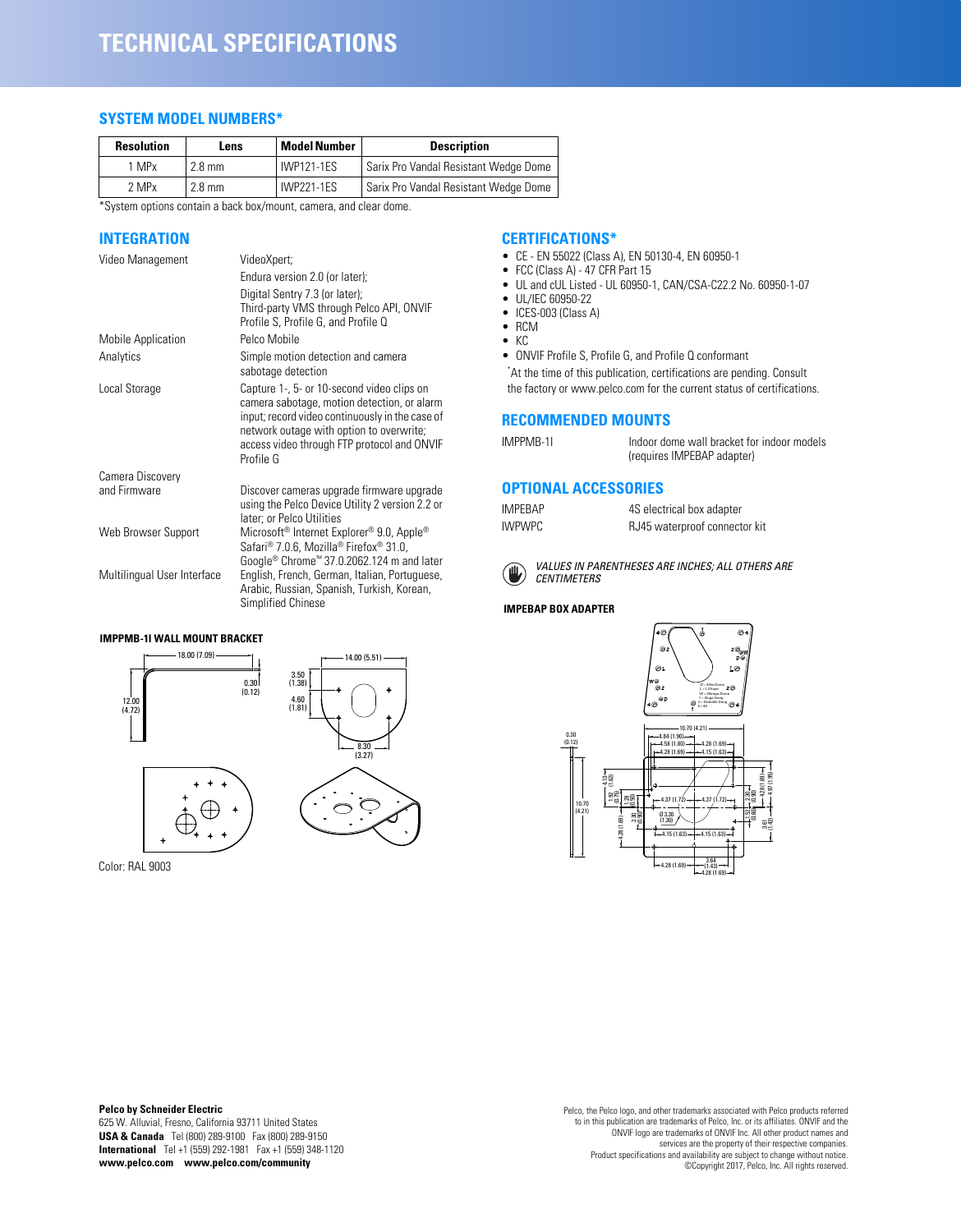# TECHNICAL SPECIFICATIONS

## SYSTEM MODEL NUMBERS*

| Resolution | Lens | Model Number | Description |
|---|---|---|---|
| 1 MPx | 2.8 mm | IWP121-1ES | Sarix Pro Vandal Resistant Wedge Dome |
| 2 MPx | 2.8 mm | IWP221-1ES | Sarix Pro Vandal Resistant Wedge Dome |

*System options contain a back box/mount, camera, and clear dome.

## INTEGRATION

| | |
|---|---|
| Video Management | VideoXpert; Endura version 2.0 (or later); Digital Sentry 7.3 (or later); Third-party VMS through Pelco API, ONVIF Profile S, Profile G, and Profile Q |
| Mobile Application | Pelco Mobile |
| Analytics | Simple motion detection and camera sabotage detection |
| Local Storage | Capture 1-, 5- or 10-second video clips on camera sabotage, motion detection, or alarm input; record video continuously in the case of network outage with option to overwrite; access video through FTP protocol and ONVIF Profile G |
| Camera Discovery and Firmware | Discover cameras upgrade firmware upgrade using the Pelco Device Utility 2 version 2.2 or later; or Pelco Utilities |
| Web Browser Support | Microsoft® Internet Explorer® 9.0, Apple® Safari® 7.0.6, Mozilla® Firefox® 31.0, Google® Chrome™ 37.0.2062.124 m and later |
| Multilingual User Interface | English, French, German, Italian, Portuguese, Arabic, Russian, Spanish, Turkish, Korean, Simplified Chinese |

### IMPPMB-1I WALL MOUNT BRACKET

18.00 (7.09)
0.30 (0.12)
12.00 (4.72)
14.00 (5.51)
3.50 (1.38)
4.60 (1.81)
8.30 (3.27)

Color: RAL 9003

## CERTIFICATIONS*

- CE - EN 55022 (Class A), EN 50130-4, EN 60950-1
- FCC (Class A) - 47 CFR Part 15
- UL and cUL Listed - UL 60950-1, CAN/CSA-C22.2 No. 60950-1-07
- UL/IEC 60950-22
- ICES-003 (Class A)
- RCM
- KC
- ONVIF Profile S, Profile G, and Profile Q conformant

*At the time of this publication, certifications are pending. Consult the factory or www.pelco.com for the current status of certifications.

## RECOMMENDED MOUNTS

| | |
|---|---|
| IMPPMB-1I | Indoor dome wall bracket for indoor models (requires IMPEBAP adapter) |

## OPTIONAL ACCESSORIES

| | |
|---|---|
| IMPEBAP | 4S electrical box adapter |
| IWPWPC | RJ45 waterproof connector kit |

*VALUES IN PARENTHESES ARE INCHES; ALL OTHERS ARE CENTIMETERS*

### IMPEBAP BOX ADAPTER

10.70 (4.21)
4.84 (1.90)
4.58 (1.80)
4.28 (1.69)
4.28 (1.69)
4.15 (1.63)
0.30 (0.12)
10.70 (4.21)
4.37 (1.72)
4.37 (1.72)
Ø 3.30 (1.30)
4.15 (1.63)
4.15 (1.63)
4.28 (1.69)
3.64 (1.43)
4.28 (1.69)

**Pelco by Schneider Electric**
625 W. Alluvial, Fresno, California 93711 United States
**USA & Canada** Tel (800) 289-9100 Fax (800) 289-9150
**International** Tel +1 (559) 292-1981 Fax +1 (559) 348-1120
**www.pelco.com www.pelco.com/community**

Pelco, the Pelco logo, and other trademarks associated with Pelco products referred to in this publication are trademarks of Pelco, Inc. or its affiliates. ONVIF and the ONVIF logo are trademarks of ONVIF Inc. All other product names and services are the property of their respective companies.
Product specifications and availability are subject to change without notice.
©Copyright 2017, Pelco, Inc. All rights reserved.